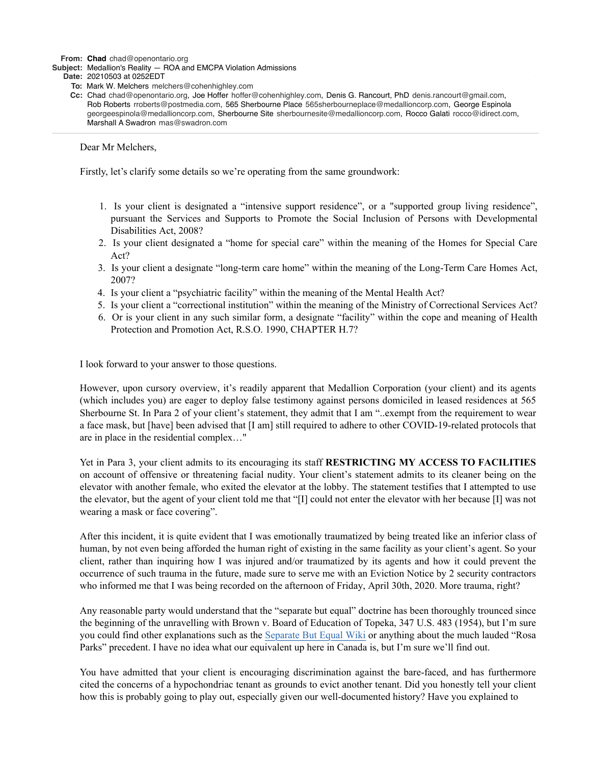**From:** **Chad** chad@openontario.org
**Subject:** Medallion's Reality — ROA and EMCPA Violation Admissions
**Date:** 20210503 at 0252EDT
**To:** Mark W. Melchers melchers@cohenhighley.com
**Cc:** Chad chad@openontario.org, Joe Hoffer hoffer@cohenhighley.com, Denis G. Rancourt, PhD denis.rancourt@gmail.com, Rob Roberts rroberts@postmedia.com, 565 Sherbourne Place 565sherbourneplace@medallioncorp.com, George Espinola georgeespinola@medallioncorp.com, Sherbourne Site sherbournesite@medallioncorp.com, Rocco Galati rocco@idirect.com, Marshall A Swadron mas@swadron.com

---

Dear Mr Melchers,

Firstly, let's clarify some details so we're operating from the same groundwork:

1. Is your client is designated a "intensive support residence", or a "supported group living residence", pursuant the Services and Supports to Promote the Social Inclusion of Persons with Developmental Disabilities Act, 2008?
2. Is your client designated a "home for special care" within the meaning of the Homes for Special Care Act?
3. Is your client a designate "long-term care home" within the meaning of the Long-Term Care Homes Act, 2007?
4. Is your client a "psychiatric facility" within the meaning of the Mental Health Act?
5. Is your client a "correctional institution" within the meaning of the Ministry of Correctional Services Act?
6. Or is your client in any such similar form, a designate "facility" within the cope and meaning of Health Protection and Promotion Act, R.S.O. 1990, CHAPTER H.7?

I look forward to your answer to those questions.

However, upon cursory overview, it's readily apparent that Medallion Corporation (your client) and its agents (which includes you) are eager to deploy false testimony against persons domiciled in leased residences at 565 Sherbourne St. In Para 2 of your client's statement, they admit that I am "..exempt from the requirement to wear a face mask, but [have] been advised that [I am] still required to adhere to other COVID-19-related protocols that are in place in the residential complex…"

Yet in Para 3, your client admits to its encouraging its staff **RESTRICTING MY ACCESS TO FACILITIES** on account of offensive or threatening facial nudity. Your client's statement admits to its cleaner being on the elevator with another female, who exited the elevator at the lobby. The statement testifies that I attempted to use the elevator, but the agent of your client told me that "[I] could not enter the elevator with her because [I] was not wearing a mask or face covering".

After this incident, it is quite evident that I was emotionally traumatized by being treated like an inferior class of human, by not even being afforded the human right of existing in the same facility as your client's agent. So your client, rather than inquiring how I was injured and/or traumatized by its agents and how it could prevent the occurrence of such trauma in the future, made sure to serve me with an Eviction Notice by 2 security contractors who informed me that I was being recorded on the afternoon of Friday, April 30th, 2020. More trauma, right?

Any reasonable party would understand that the "separate but equal" doctrine has been thoroughly trounced since the beginning of the unravelling with Brown v. Board of Education of Topeka, 347 U.S. 483 (1954), but I'm sure you could find other explanations such as the Separate But Equal Wiki or anything about the much lauded "Rosa Parks" precedent. I have no idea what our equivalent up here in Canada is, but I'm sure we'll find out.

You have admitted that your client is encouraging discrimination against the bare-faced, and has furthermore cited the concerns of a hypochondriac tenant as grounds to evict another tenant. Did you honestly tell your client how this is probably going to play out, especially given our well-documented history? Have you explained to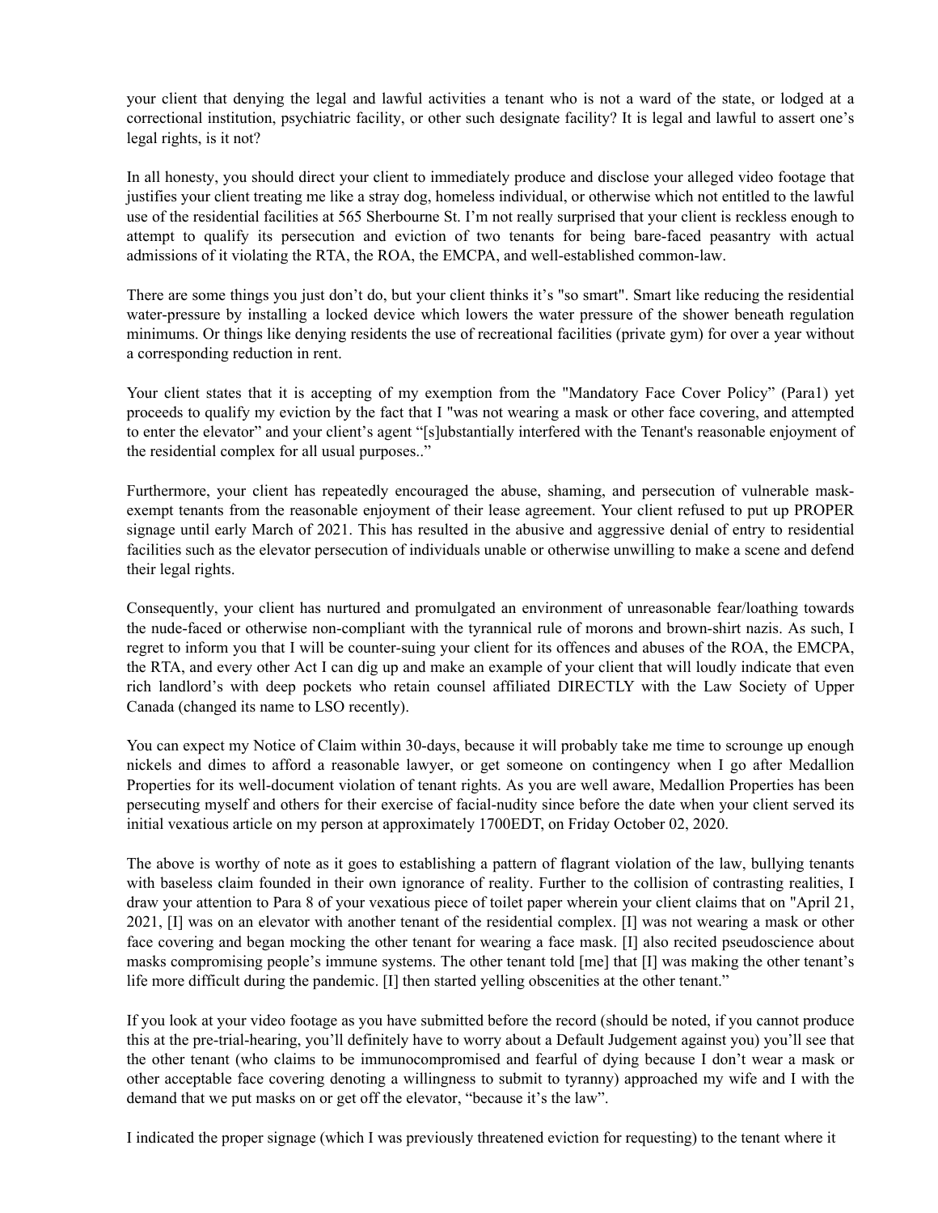your client that denying the legal and lawful activities a tenant who is not a ward of the state, or lodged at a correctional institution, psychiatric facility, or other such designate facility? It is legal and lawful to assert one's legal rights, is it not?

In all honesty, you should direct your client to immediately produce and disclose your alleged video footage that justifies your client treating me like a stray dog, homeless individual, or otherwise which not entitled to the lawful use of the residential facilities at 565 Sherbourne St. I'm not really surprised that your client is reckless enough to attempt to qualify its persecution and eviction of two tenants for being bare-faced peasantry with actual admissions of it violating the RTA, the ROA, the EMCPA, and well-established common-law.

There are some things you just don't do, but your client thinks it's "so smart". Smart like reducing the residential water-pressure by installing a locked device which lowers the water pressure of the shower beneath regulation minimums. Or things like denying residents the use of recreational facilities (private gym) for over a year without a corresponding reduction in rent.

Your client states that it is accepting of my exemption from the "Mandatory Face Cover Policy" (Para1) yet proceeds to qualify my eviction by the fact that I "was not wearing a mask or other face covering, and attempted to enter the elevator" and your client's agent "[s]ubstantially interfered with the Tenant's reasonable enjoyment of the residential complex for all usual purposes.."

Furthermore, your client has repeatedly encouraged the abuse, shaming, and persecution of vulnerable mask-exempt tenants from the reasonable enjoyment of their lease agreement. Your client refused to put up PROPER signage until early March of 2021. This has resulted in the abusive and aggressive denial of entry to residential facilities such as the elevator persecution of individuals unable or otherwise unwilling to make a scene and defend their legal rights.

Consequently, your client has nurtured and promulgated an environment of unreasonable fear/loathing towards the nude-faced or otherwise non-compliant with the tyrannical rule of morons and brown-shirt nazis. As such, I regret to inform you that I will be counter-suing your client for its offences and abuses of the ROA, the EMCPA, the RTA, and every other Act I can dig up and make an example of your client that will loudly indicate that even rich landlord's with deep pockets who retain counsel affiliated DIRECTLY with the Law Society of Upper Canada (changed its name to LSO recently).

You can expect my Notice of Claim within 30-days, because it will probably take me time to scrounge up enough nickels and dimes to afford a reasonable lawyer, or get someone on contingency when I go after Medallion Properties for its well-document violation of tenant rights. As you are well aware, Medallion Properties has been persecuting myself and others for their exercise of facial-nudity since before the date when your client served its initial vexatious article on my person at approximately 1700EDT, on Friday October 02, 2020.

The above is worthy of note as it goes to establishing a pattern of flagrant violation of the law, bullying tenants with baseless claim founded in their own ignorance of reality. Further to the collision of contrasting realities, I draw your attention to Para 8 of your vexatious piece of toilet paper wherein your client claims that on "April 21, 2021, [I] was on an elevator with another tenant of the residential complex. [I] was not wearing a mask or other face covering and began mocking the other tenant for wearing a face mask. [I] also recited pseudoscience about masks compromising people's immune systems. The other tenant told [me] that [I] was making the other tenant's life more difficult during the pandemic. [I] then started yelling obscenities at the other tenant."

If you look at your video footage as you have submitted before the record (should be noted, if you cannot produce this at the pre-trial-hearing, you'll definitely have to worry about a Default Judgement against you) you'll see that the other tenant (who claims to be immunocompromised and fearful of dying because I don't wear a mask or other acceptable face covering denoting a willingness to submit to tyranny) approached my wife and I with the demand that we put masks on or get off the elevator, "because it's the law".

I indicated the proper signage (which I was previously threatened eviction for requesting) to the tenant where it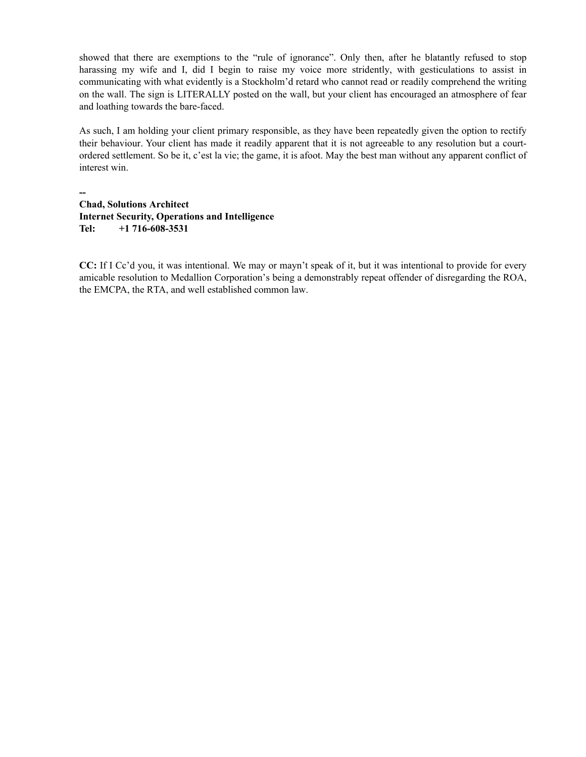showed that there are exemptions to the "rule of ignorance". Only then, after he blatantly refused to stop harassing my wife and I, did I begin to raise my voice more stridently, with gesticulations to assist in communicating with what evidently is a Stockholm'd retard who cannot read or readily comprehend the writing on the wall. The sign is LITERALLY posted on the wall, but your client has encouraged an atmosphere of fear and loathing towards the bare-faced.

As such, I am holding your client primary responsible, as they have been repeatedly given the option to rectify their behaviour. Your client has made it readily apparent that it is not agreeable to any resolution but a court-ordered settlement. So be it, c'est la vie; the game, it is afoot. May the best man without any apparent conflict of interest win.

**--**
**Chad, Solutions Architect**
**Internet Security, Operations and Intelligence**
**Tel: +1 716-608-3531**

**CC:** If I Cc'd you, it was intentional. We may or mayn't speak of it, but it was intentional to provide for every amicable resolution to Medallion Corporation's being a demonstrably repeat offender of disregarding the ROA, the EMCPA, the RTA, and well established common law.